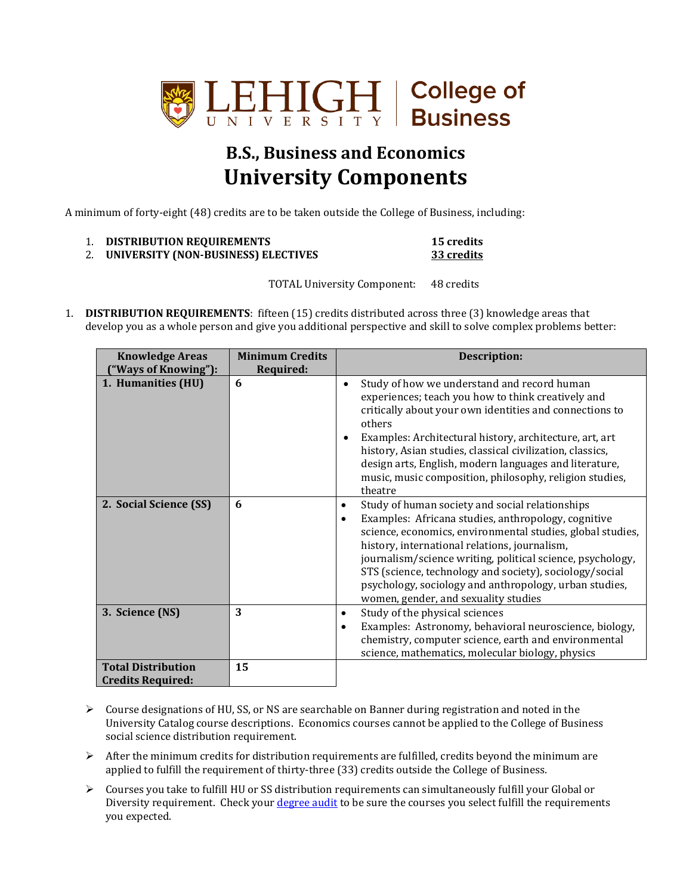# B.S., Business and Economics
# University Components

A minimum of forty-eight (48) credits are to be taken outside the College of Business, including:

1. **DISTRIBUTION REQUIREMENTS** **15 credits**
2. **UNIVERSITY (NON-BUSINESS) ELECTIVES** **33 credits**

TOTAL University Component: 48 credits

1. **DISTRIBUTION REQUIREMENTS**: fifteen (15) credits distributed across three (3) knowledge areas that develop you as a whole person and give you additional perspective and skill to solve complex problems better:

| Knowledge Areas ("Ways of Knowing"): | Minimum Credits Required: | Description: |
|---|---|---|
| **1. Humanities (HU)** | **6** | • Study of how we understand and record human experiences; teach you how to think creatively and critically about your own identities and connections to others<br>• Examples: Architectural history, architecture, art, art history, Asian studies, classical civilization, classics, design arts, English, modern languages and literature, music, music composition, philosophy, religion studies, theatre |
| **2. Social Science (SS)** | **6** | • Study of human society and social relationships<br>• Examples: Africana studies, anthropology, cognitive science, economics, environmental studies, global studies, history, international relations, journalism, journalism/science writing, political science, psychology, STS (science, technology and society), sociology/social psychology, sociology and anthropology, urban studies, women, gender, and sexuality studies |
| **3. Science (NS)** | **3** | • Study of the physical sciences<br>• Examples: Astronomy, behavioral neuroscience, biology, chemistry, computer science, earth and environmental science, mathematics, molecular biology, physics |
| **Total Distribution Credits Required:** | **15** | |

- Course designations of HU, SS, or NS are searchable on Banner during registration and noted in the University Catalog course descriptions. Economics courses cannot be applied to the College of Business social science distribution requirement.
- After the minimum credits for distribution requirements are fulfilled, credits beyond the minimum are applied to fulfill the requirement of thirty-three (33) credits outside the College of Business.
- Courses you take to fulfill HU or SS distribution requirements can simultaneously fulfill your Global or Diversity requirement. Check your degree audit to be sure the courses you select fulfill the requirements you expected.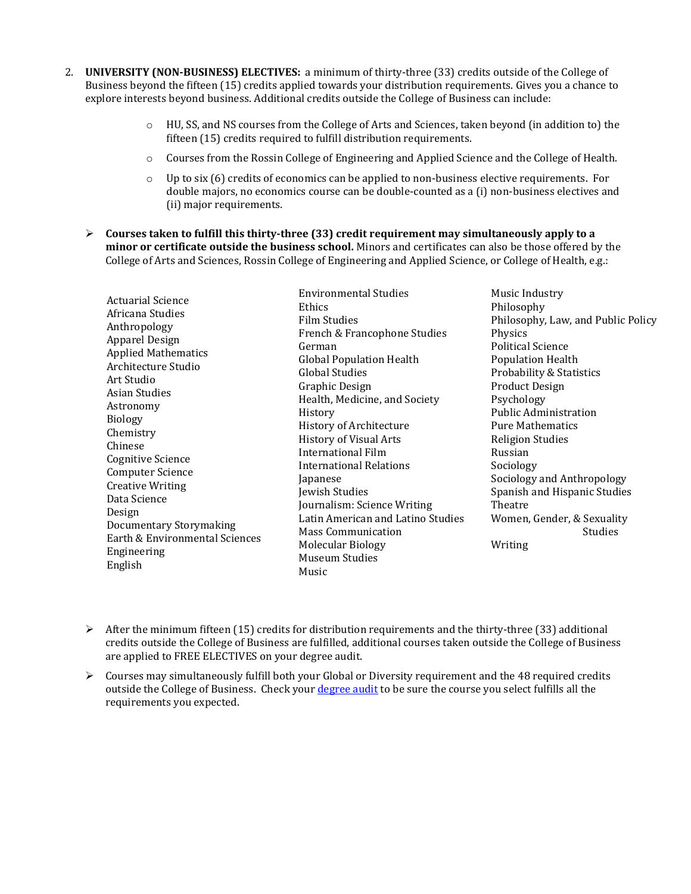2. **UNIVERSITY (NON-BUSINESS) ELECTIVES:** a minimum of thirty-three (33) credits outside of the College of Business beyond the fifteen (15) credits applied towards your distribution requirements. Gives you a chance to explore interests beyond business. Additional credits outside the College of Business can include:

   - HU, SS, and NS courses from the College of Arts and Sciences, taken beyond (in addition to) the fifteen (15) credits required to fulfill distribution requirements.
   - Courses from the Rossin College of Engineering and Applied Science and the College of Health.
   - Up to six (6) credits of economics can be applied to non-business elective requirements. For double majors, no economics course can be double-counted as a (i) non-business electives and (ii) major requirements.

- **Courses taken to fulfill this thirty-three (33) credit requirement may simultaneously apply to a minor or certificate outside the business school.** Minors and certificates can also be those offered by the College of Arts and Sciences, Rossin College of Engineering and Applied Science, or College of Health, e.g.:

Actuarial Science
Africana Studies
Anthropology
Apparel Design
Applied Mathematics
Architecture Studio
Art Studio
Asian Studies
Astronomy
Biology
Chemistry
Chinese
Cognitive Science
Computer Science
Creative Writing
Data Science
Design
Documentary Storymaking
Earth & Environmental Sciences
Engineering
English
Environmental Studies
Ethics
Film Studies
French & Francophone Studies
German
Global Population Health
Global Studies
Graphic Design
Health, Medicine, and Society
History
History of Architecture
History of Visual Arts
International Film
International Relations
Japanese
Jewish Studies
Journalism: Science Writing
Latin American and Latino Studies
Mass Communication
Molecular Biology
Museum Studies
Music
Music Industry
Philosophy
Philosophy, Law, and Public Policy
Physics
Political Science
Population Health
Probability & Statistics
Product Design
Psychology
Public Administration
Pure Mathematics
Religion Studies
Russian
Sociology
Sociology and Anthropology
Spanish and Hispanic Studies
Theatre
Women, Gender, & Sexuality Studies
Writing

- After the minimum fifteen (15) credits for distribution requirements and the thirty-three (33) additional credits outside the College of Business are fulfilled, additional courses taken outside the College of Business are applied to FREE ELECTIVES on your degree audit.
- Courses may simultaneously fulfill both your Global or Diversity requirement and the 48 required credits outside the College of Business. Check your [degree audit]() to be sure the course you select fulfills all the requirements you expected.